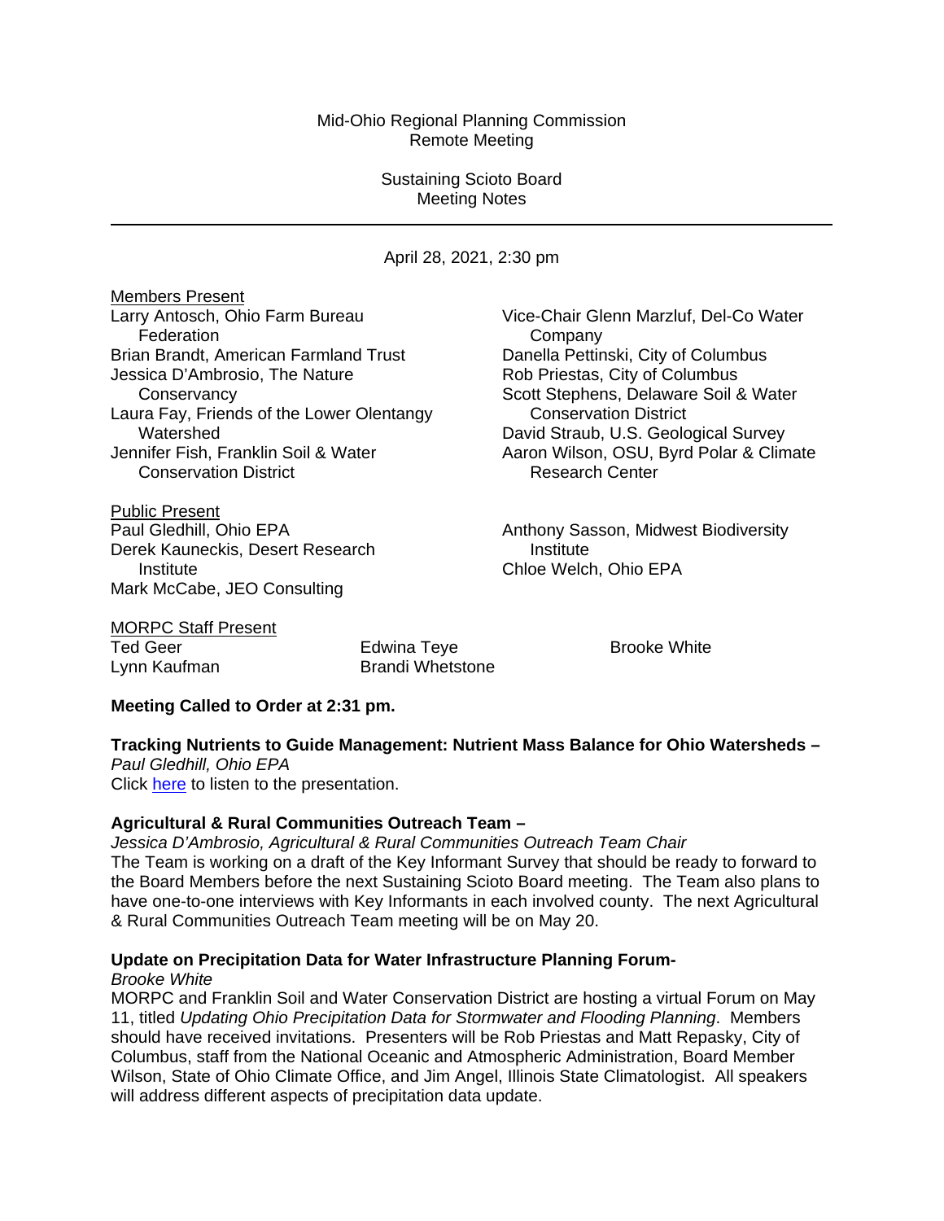Mid-Ohio Regional Planning Commission
Remote Meeting

Sustaining Scioto Board
Meeting Notes

---

April 28, 2021, 2:30 pm

Members Present

Larry Antosch, Ohio Farm Bureau Federation
Brian Brandt, American Farmland Trust
Jessica D'Ambrosio, The Nature Conservancy
Laura Fay, Friends of the Lower Olentangy Watershed
Jennifer Fish, Franklin Soil & Water Conservation District
Vice-Chair Glenn Marzluf, Del-Co Water Company
Danella Pettinski, City of Columbus
Rob Priestas, City of Columbus
Scott Stephens, Delaware Soil & Water Conservation District
David Straub, U.S. Geological Survey
Aaron Wilson, OSU, Byrd Polar & Climate Research Center

Public Present

Paul Gledhill, Ohio EPA
Derek Kauneckis, Desert Research Institute
Mark McCabe, JEO Consulting
Anthony Sasson, Midwest Biodiversity Institute
Chloe Welch, Ohio EPA

MORPC Staff Present

Ted Geer
Lynn Kaufman
Edwina Teye
Brandi Whetstone
Brooke White

**Meeting Called to Order at 2:31 pm.**

**Tracking Nutrients to Guide Management: Nutrient Mass Balance for Ohio Watersheds –**
*Paul Gledhill, Ohio EPA*
Click here to listen to the presentation.

**Agricultural & Rural Communities Outreach Team –**
*Jessica D'Ambrosio, Agricultural & Rural Communities Outreach Team Chair*
The Team is working on a draft of the Key Informant Survey that should be ready to forward to the Board Members before the next Sustaining Scioto Board meeting. The Team also plans to have one-to-one interviews with Key Informants in each involved county. The next Agricultural & Rural Communities Outreach Team meeting will be on May 20.

**Update on Precipitation Data for Water Infrastructure Planning Forum-**
*Brooke White*
MORPC and Franklin Soil and Water Conservation District are hosting a virtual Forum on May 11, titled *Updating Ohio Precipitation Data for Stormwater and Flooding Planning*. Members should have received invitations. Presenters will be Rob Priestas and Matt Repasky, City of Columbus, staff from the National Oceanic and Atmospheric Administration, Board Member Wilson, State of Ohio Climate Office, and Jim Angel, Illinois State Climatologist. All speakers will address different aspects of precipitation data update.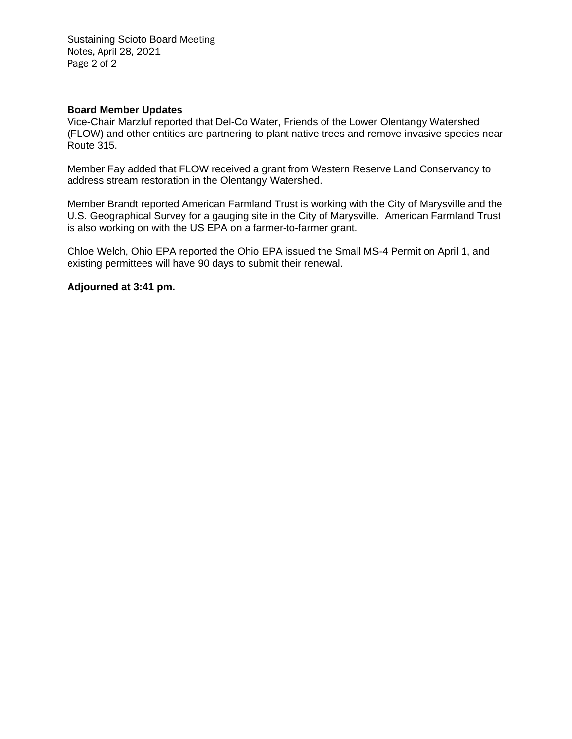**Board Member Updates**

Vice-Chair Marzluf reported that Del-Co Water, Friends of the Lower Olentangy Watershed (FLOW) and other entities are partnering to plant native trees and remove invasive species near Route 315.

Member Fay added that FLOW received a grant from Western Reserve Land Conservancy to address stream restoration in the Olentangy Watershed.

Member Brandt reported American Farmland Trust is working with the City of Marysville and the U.S. Geographical Survey for a gauging site in the City of Marysville. American Farmland Trust is also working on with the US EPA on a farmer-to-farmer grant.

Chloe Welch, Ohio EPA reported the Ohio EPA issued the Small MS-4 Permit on April 1, and existing permittees will have 90 days to submit their renewal.

**Adjourned at 3:41 pm.**